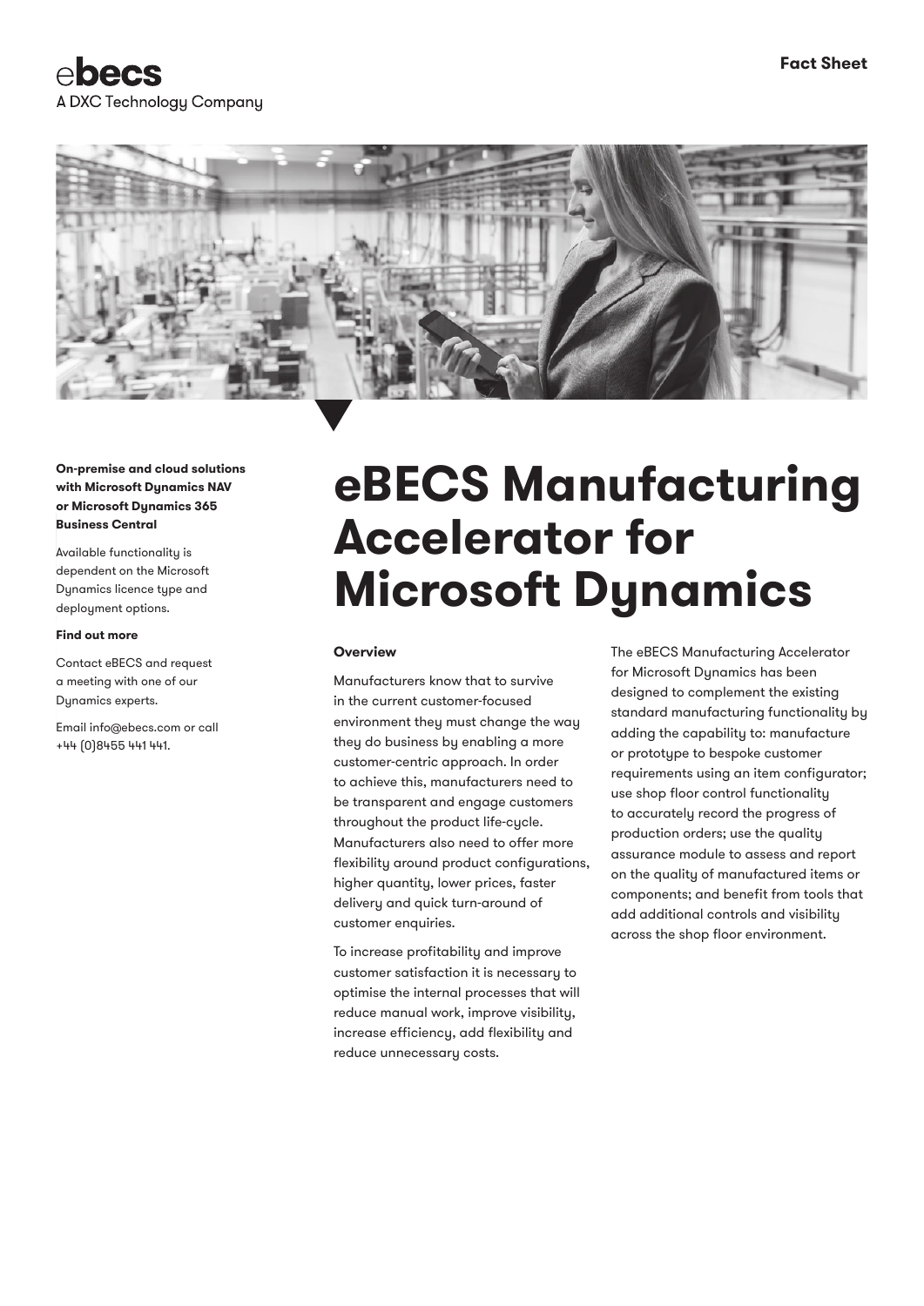ebecs
A DXC Technology Company

Fact Sheet

# eBECS Manufacturing Accelerator for Microsoft Dynamics

**On-premise and cloud solutions with Microsoft Dynamics NAV or Microsoft Dynamics 365 Business Central**

Available functionality is dependent on the Microsoft Dynamics licence type and deployment options.

**Find out more**

Contact eBECS and request a meeting with one of our Dynamics experts.

Email info@ebecs.com or call +44 (0)8455 441 441.

**Overview**

Manufacturers know that to survive in the current customer-focused environment they must change the way they do business by enabling a more customer-centric approach. In order to achieve this, manufacturers need to be transparent and engage customers throughout the product life-cycle. Manufacturers also need to offer more flexibility around product configurations, higher quantity, lower prices, faster delivery and quick turn-around of customer enquiries.

To increase profitability and improve customer satisfaction it is necessary to optimise the internal processes that will reduce manual work, improve visibility, increase efficiency, add flexibility and reduce unnecessary costs.

The eBECS Manufacturing Accelerator for Microsoft Dynamics has been designed to complement the existing standard manufacturing functionality by adding the capability to: manufacture or prototype to bespoke customer requirements using an item configurator; use shop floor control functionality to accurately record the progress of production orders; use the quality assurance module to assess and report on the quality of manufactured items or components; and benefit from tools that add additional controls and visibility across the shop floor environment.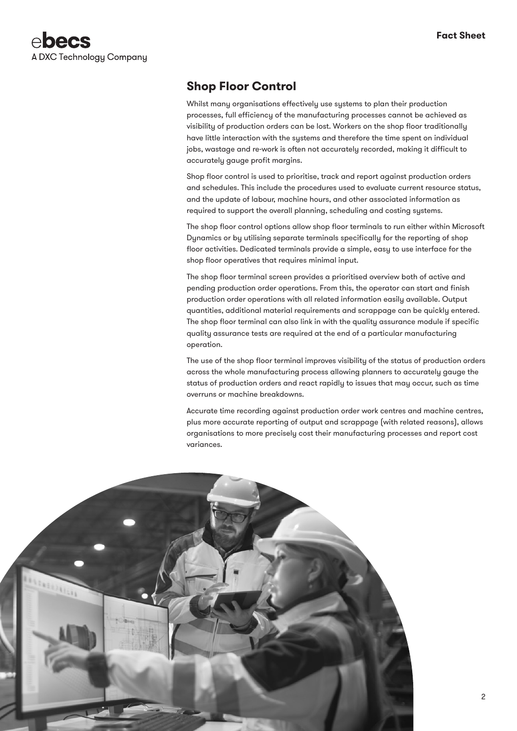## Shop Floor Control

Whilst many organisations effectively use systems to plan their production processes, full efficiency of the manufacturing processes cannot be achieved as visibility of production orders can be lost. Workers on the shop floor traditionally have little interaction with the systems and therefore the time spent on individual jobs, wastage and re-work is often not accurately recorded, making it difficult to accurately gauge profit margins.

Shop floor control is used to prioritise, track and report against production orders and schedules. This include the procedures used to evaluate current resource status, and the update of labour, machine hours, and other associated information as required to support the overall planning, scheduling and costing systems.

The shop floor control options allow shop floor terminals to run either within Microsoft Dynamics or by utilising separate terminals specifically for the reporting of shop floor activities. Dedicated terminals provide a simple, easy to use interface for the shop floor operatives that requires minimal input.

The shop floor terminal screen provides a prioritised overview both of active and pending production order operations. From this, the operator can start and finish production order operations with all related information easily available. Output quantities, additional material requirements and scrappage can be quickly entered. The shop floor terminal can also link in with the quality assurance module if specific quality assurance tests are required at the end of a particular manufacturing operation.

The use of the shop floor terminal improves visibility of the status of production orders across the whole manufacturing process allowing planners to accurately gauge the status of production orders and react rapidly to issues that may occur, such as time overruns or machine breakdowns.

Accurate time recording against production order work centres and machine centres, plus more accurate reporting of output and scrappage (with related reasons), allows organisations to more precisely cost their manufacturing processes and report cost variances.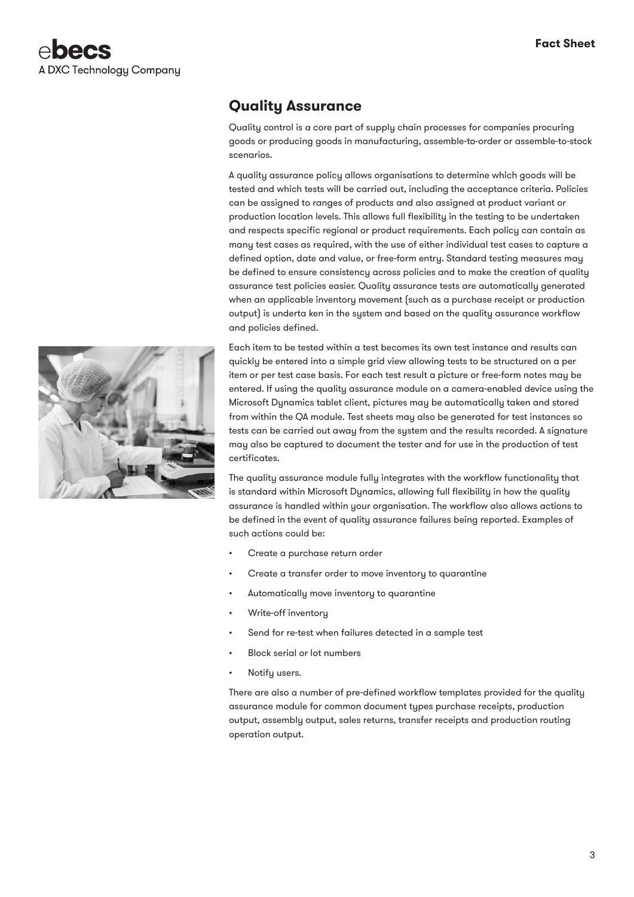## Quality Assurance

Quality control is a core part of supply chain processes for companies procuring goods or producing goods in manufacturing, assemble-to-order or assemble-to-stock scenarios.

A quality assurance policy allows organisations to determine which goods will be tested and which tests will be carried out, including the acceptance criteria. Policies can be assigned to ranges of products and also assigned at product variant or production location levels. This allows full flexibility in the testing to be undertaken and respects specific regional or product requirements. Each policy can contain as many test cases as required, with the use of either individual test cases to capture a defined option, date and value, or free-form entry. Standard testing measures may be defined to ensure consistency across policies and to make the creation of quality assurance test policies easier. Quality assurance tests are automatically generated when an applicable inventory movement (such as a purchase receipt or production output) is underta ken in the system and based on the quality assurance workflow and policies defined.

Each item to be tested within a test becomes its own test instance and results can quickly be entered into a simple grid view allowing tests to be structured on a per item or per test case basis. For each test result a picture or free-form notes may be entered. If using the quality assurance module on a camera-enabled device using the Microsoft Dynamics tablet client, pictures may be automatically taken and stored from within the QA module. Test sheets may also be generated for test instances so tests can be carried out away from the system and the results recorded. A signature may also be captured to document the tester and for use in the production of test certificates.

The quality assurance module fully integrates with the workflow functionality that is standard within Microsoft Dynamics, allowing full flexibility in how the quality assurance is handled within your organisation. The workflow also allows actions to be defined in the event of quality assurance failures being reported. Examples of such actions could be:

- Create a purchase return order
- Create a transfer order to move inventory to quarantine
- Automatically move inventory to quarantine
- Write-off inventory
- Send for re-test when failures detected in a sample test
- Block serial or lot numbers
- Notify users.

There are also a number of pre-defined workflow templates provided for the quality assurance module for common document types purchase receipts, production output, assembly output, sales returns, transfer receipts and production routing operation output.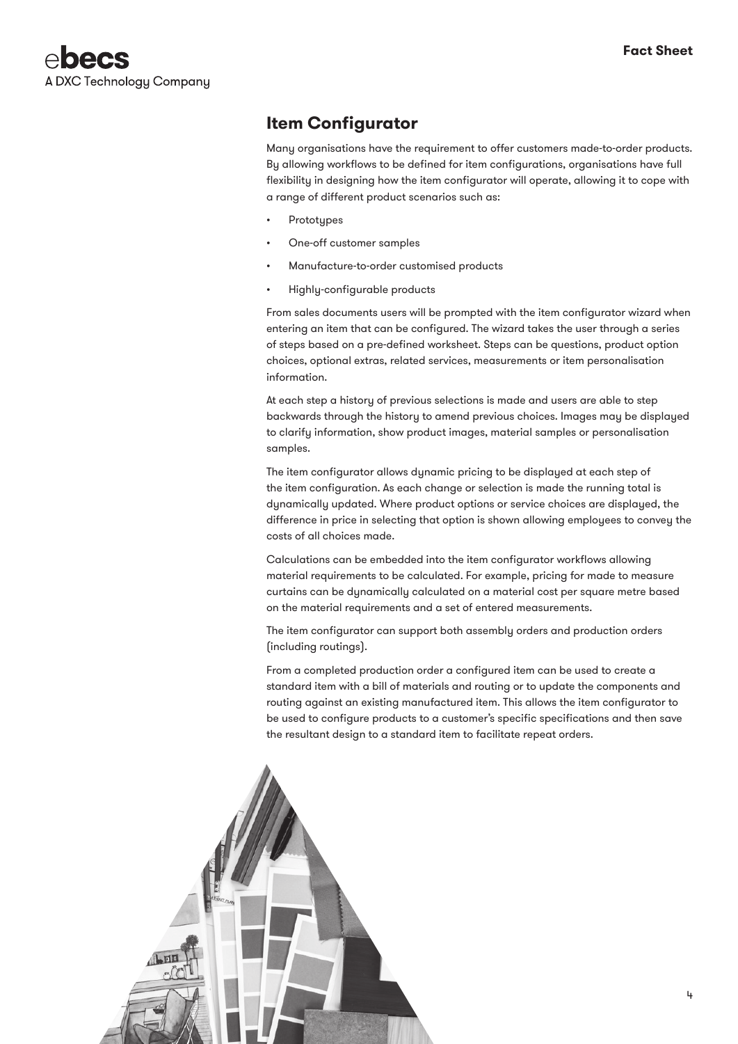## Item Configurator

Many organisations have the requirement to offer customers made-to-order products. By allowing workflows to be defined for item configurations, organisations have full flexibility in designing how the item configurator will operate, allowing it to cope with a range of different product scenarios such as:

- Prototypes
- One-off customer samples
- Manufacture-to-order customised products
- Highly-configurable products

From sales documents users will be prompted with the item configurator wizard when entering an item that can be configured. The wizard takes the user through a series of steps based on a pre-defined worksheet. Steps can be questions, product option choices, optional extras, related services, measurements or item personalisation information.

At each step a history of previous selections is made and users are able to step backwards through the history to amend previous choices. Images may be displayed to clarify information, show product images, material samples or personalisation samples.

The item configurator allows dynamic pricing to be displayed at each step of the item configuration. As each change or selection is made the running total is dynamically updated. Where product options or service choices are displayed, the difference in price in selecting that option is shown allowing employees to convey the costs of all choices made.

Calculations can be embedded into the item configurator workflows allowing material requirements to be calculated. For example, pricing for made to measure curtains can be dynamically calculated on a material cost per square metre based on the material requirements and a set of entered measurements.

The item configurator can support both assembly orders and production orders (including routings).

From a completed production order a configured item can be used to create a standard item with a bill of materials and routing or to update the components and routing against an existing manufactured item. This allows the item configurator to be used to configure products to a customer's specific specifications and then save the resultant design to a standard item to facilitate repeat orders.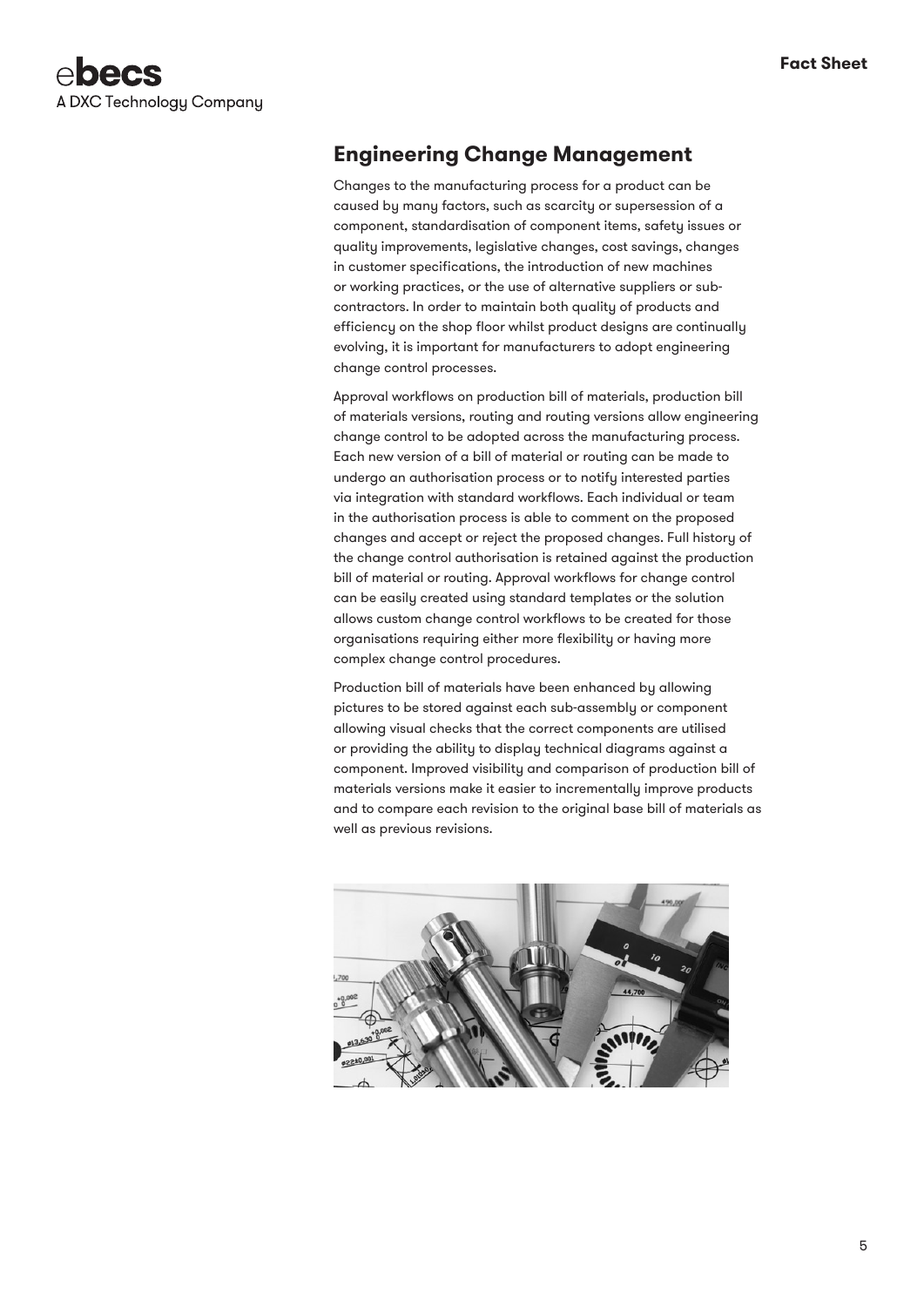## Engineering Change Management

Changes to the manufacturing process for a product can be caused by many factors, such as scarcity or supersession of a component, standardisation of component items, safety issues or quality improvements, legislative changes, cost savings, changes in customer specifications, the introduction of new machines or working practices, or the use of alternative suppliers or sub-contractors. In order to maintain both quality of products and efficiency on the shop floor whilst product designs are continually evolving, it is important for manufacturers to adopt engineering change control processes.

Approval workflows on production bill of materials, production bill of materials versions, routing and routing versions allow engineering change control to be adopted across the manufacturing process. Each new version of a bill of material or routing can be made to undergo an authorisation process or to notify interested parties via integration with standard workflows. Each individual or team in the authorisation process is able to comment on the proposed changes and accept or reject the proposed changes. Full history of the change control authorisation is retained against the production bill of material or routing. Approval workflows for change control can be easily created using standard templates or the solution allows custom change control workflows to be created for those organisations requiring either more flexibility or having more complex change control procedures.

Production bill of materials have been enhanced by allowing pictures to be stored against each sub-assembly or component allowing visual checks that the correct components are utilised or providing the ability to display technical diagrams against a component. Improved visibility and comparison of production bill of materials versions make it easier to incrementally improve products and to compare each revision to the original base bill of materials as well as previous revisions.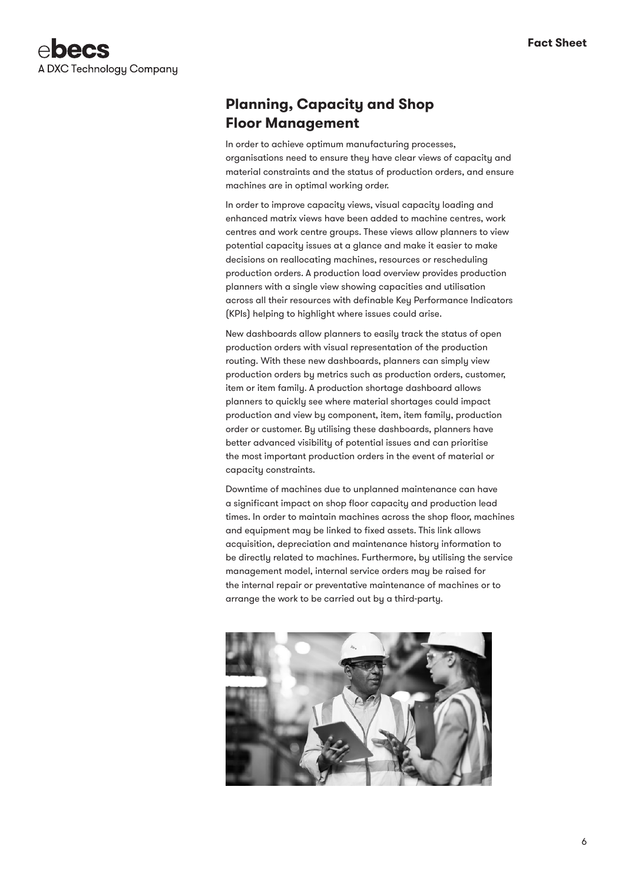## Planning, Capacity and Shop Floor Management

In order to achieve optimum manufacturing processes, organisations need to ensure they have clear views of capacity and material constraints and the status of production orders, and ensure machines are in optimal working order.

In order to improve capacity views, visual capacity loading and enhanced matrix views have been added to machine centres, work centres and work centre groups. These views allow planners to view potential capacity issues at a glance and make it easier to make decisions on reallocating machines, resources or rescheduling production orders. A production load overview provides production planners with a single view showing capacities and utilisation across all their resources with definable Key Performance Indicators (KPIs) helping to highlight where issues could arise.

New dashboards allow planners to easily track the status of open production orders with visual representation of the production routing. With these new dashboards, planners can simply view production orders by metrics such as production orders, customer, item or item family. A production shortage dashboard allows planners to quickly see where material shortages could impact production and view by component, item, item family, production order or customer. By utilising these dashboards, planners have better advanced visibility of potential issues and can prioritise the most important production orders in the event of material or capacity constraints.

Downtime of machines due to unplanned maintenance can have a significant impact on shop floor capacity and production lead times. In order to maintain machines across the shop floor, machines and equipment may be linked to fixed assets. This link allows acquisition, depreciation and maintenance history information to be directly related to machines. Furthermore, by utilising the service management model, internal service orders may be raised for the internal repair or preventative maintenance of machines or to arrange the work to be carried out by a third-party.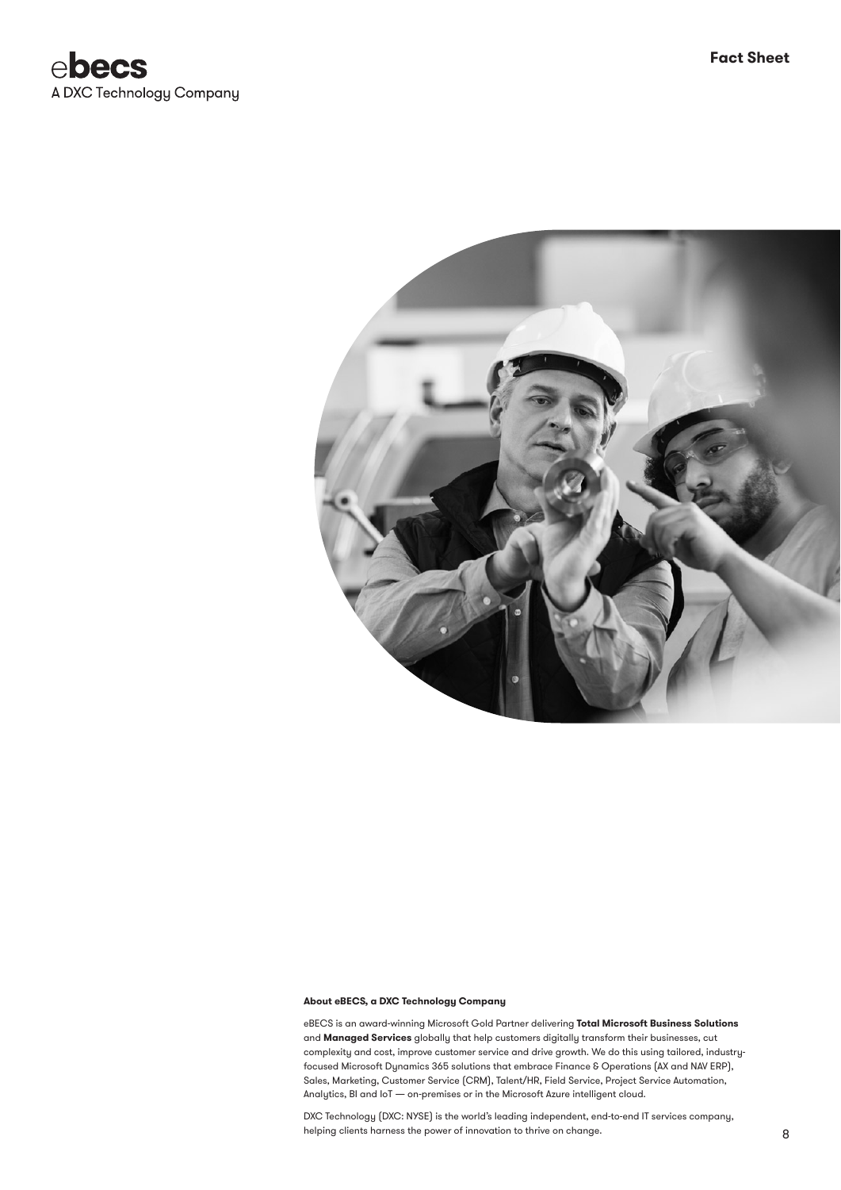ebecs
A DXC Technology Company

Fact Sheet

**About eBECS, a DXC Technology Company**

eBECS is an award-winning Microsoft Gold Partner delivering **Total Microsoft Business Solutions** and **Managed Services** globally that help customers digitally transform their businesses, cut complexity and cost, improve customer service and drive growth. We do this using tailored, industry-focused Microsoft Dynamics 365 solutions that embrace Finance & Operations (AX and NAV ERP), Sales, Marketing, Customer Service (CRM), Talent/HR, Field Service, Project Service Automation, Analytics, BI and IoT — on-premises or in the Microsoft Azure intelligent cloud.

DXC Technology (DXC: NYSE) is the world's leading independent, end-to-end IT services company, helping clients harness the power of innovation to thrive on change.